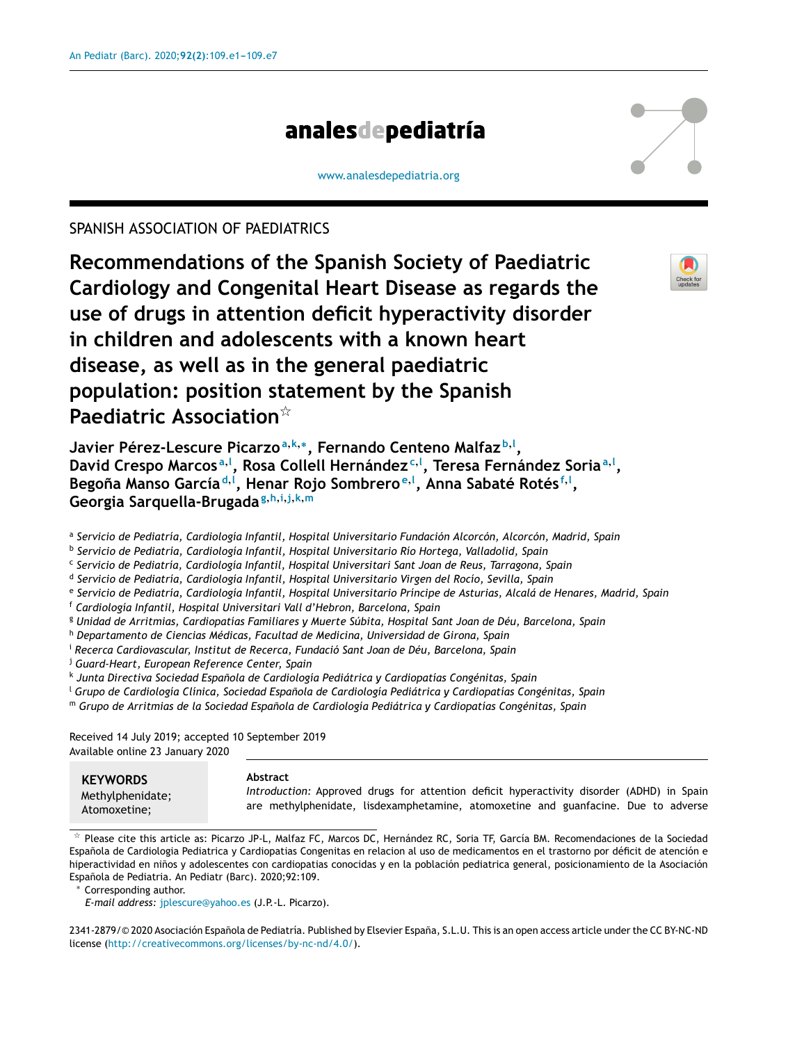SPANISH ASSOCIATION OF PAEDIATRICS

# Recommendations of the Spanish Society of Paediatric Cardiology and Congenital Heart Disease as regards the use of drugs in attention deficit hyperactivity disorder in children and adolescents with a known heart disease, as well as in the general paediatric population: position statement by the Spanish Paediatric Association☆

**Javier Pérez-Lescure Picarzo[a,k,*], Fernando Centeno Malfaz[b,l], David Crespo Marcos[a,l], Rosa Collell Hernández[c,l], Teresa Fernández Soria[a,l], Begoña Manso García[d,l], Henar Rojo Sombrero[e,l], Anna Sabaté Rotés[f,l], Georgia Sarquella-Brugada[g,h,i,j,k,m]**

[a] Servicio de Pediatría, Cardiología Infantil, Hospital Universitario Fundación Alcorcón, Alcorcón, Madrid, Spain
[b] Servicio de Pediatría, Cardiología Infantil, Hospital Universitario Río Hortega, Valladolid, Spain
[c] Servicio de Pediatría, Cardiología Infantil, Hospital Universitari Sant Joan de Reus, Tarragona, Spain
[d] Servicio de Pediatría, Cardiología Infantil, Hospital Universitario Virgen del Rocío, Sevilla, Spain
[e] Servicio de Pediatría, Cardiología Infantil, Hospital Universitario Príncipe de Asturias, Alcalá de Henares, Madrid, Spain
[f] Cardiología Infantil, Hospital Universitari Vall d'Hebron, Barcelona, Spain
[g] Unidad de Arritmias, Cardiopatías Familiares y Muerte Súbita, Hospital Sant Joan de Déu, Barcelona, Spain
[h] Departamento de Ciencias Médicas, Facultad de Medicina, Universidad de Girona, Spain
[i] Recerca Cardiovascular, Institut de Recerca, Fundació Sant Joan de Déu, Barcelona, Spain
[j] Guard-Heart, European Reference Center, Spain
[k] Junta Directiva Sociedad Española de Cardiología Pediátrica y Cardiopatías Congénitas, Spain
[l] Grupo de Cardiología Clínica, Sociedad Española de Cardiología Pediátrica y Cardiopatías Congénitas, Spain
[m] Grupo de Arritmias de la Sociedad Española de Cardiología Pediátrica y Cardiopatías Congénitas, Spain

Received 14 July 2019; accepted 10 September 2019
Available online 23 January 2020

**KEYWORDS**
Methylphenidate;
Atomoxetine;

**Abstract**
*Introduction:* Approved drugs for attention deficit hyperactivity disorder (ADHD) in Spain are methylphenidate, lisdexamphetamine, atomoxetine and guanfacine. Due to adverse

☆ Please cite this article as: Picarzo JP-L, Malfaz FC, Marcos DC, Hernández RC, Soria TF, García BM. Recomendaciones de la Sociedad Española de Cardiologia Pediatrica y Cardiopatias Congenitas en relacion al uso de medicamentos en el trastorno por déficit de atención e hiperactividad en niños y adolescentes con cardiopatias conocidas y en la población pediatrica general, posicionamiento de la Asociación Española de Pediatría. An Pediatr (Barc). 2020;92:109.

\* Corresponding author.
*E-mail address:* jplescure@yahoo.es (J.P.-L. Picarzo).

2341-2879/© 2020 Asociación Española de Pediatría. Published by Elsevier España, S.L.U. This is an open access article under the CC BY-NC-ND license (http://creativecommons.org/licenses/by-nc-nd/4.0/).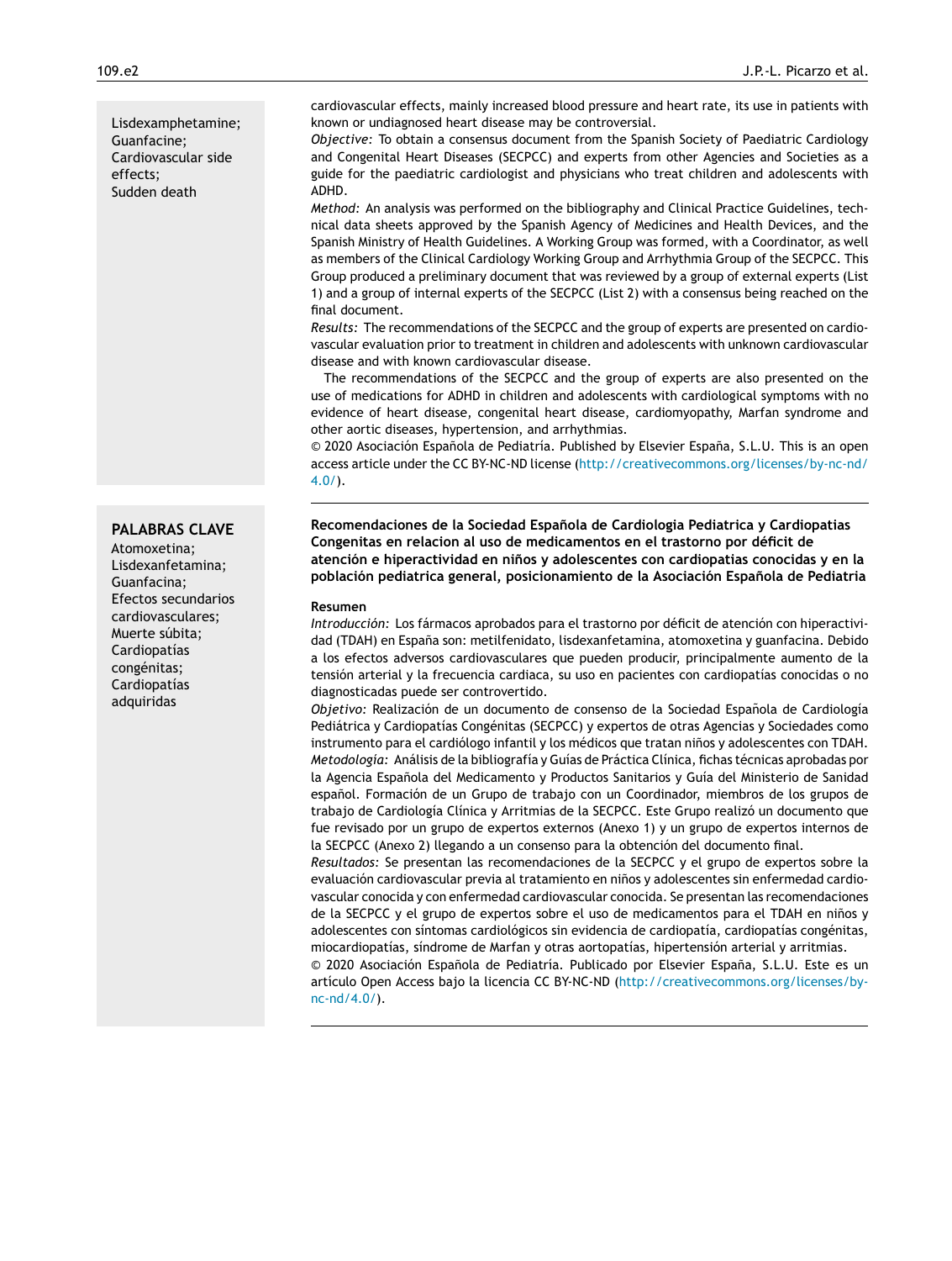Lisdexamphetamine;
Guanfacine;
Cardiovascular side effects;
Sudden death

cardiovascular effects, mainly increased blood pressure and heart rate, its use in patients with known or undiagnosed heart disease may be controversial.

*Objective:* To obtain a consensus document from the Spanish Society of Paediatric Cardiology and Congenital Heart Diseases (SECPCC) and experts from other Agencies and Societies as a guide for the paediatric cardiologist and physicians who treat children and adolescents with ADHD.

*Method:* An analysis was performed on the bibliography and Clinical Practice Guidelines, technical data sheets approved by the Spanish Agency of Medicines and Health Devices, and the Spanish Ministry of Health Guidelines. A Working Group was formed, with a Coordinator, as well as members of the Clinical Cardiology Working Group and Arrhythmia Group of the SECPCC. This Group produced a preliminary document that was reviewed by a group of external experts (List 1) and a group of internal experts of the SECPCC (List 2) with a consensus being reached on the final document.

*Results:* The recommendations of the SECPCC and the group of experts are presented on cardiovascular evaluation prior to treatment in children and adolescents with unknown cardiovascular disease and with known cardiovascular disease.

The recommendations of the SECPCC and the group of experts are also presented on the use of medications for ADHD in children and adolescents with cardiological symptoms with no evidence of heart disease, congenital heart disease, cardiomyopathy, Marfan syndrome and other aortic diseases, hypertension, and arrhythmias.

© 2020 Asociación Española de Pediatría. Published by Elsevier España, S.L.U. This is an open access article under the CC BY-NC-ND license (http://creativecommons.org/licenses/by-nc-nd/4.0/).

**PALABRAS CLAVE**

Atomoxetina;
Lisdexanfetamina;
Guanfacina;
Efectos secundarios cardiovasculares;
Muerte súbita;
Cardiopatías congénitas;
Cardiopatías adquiridas

## Recomendaciones de la Sociedad Española de Cardiologia Pediatrica y Cardiopatias Congenitas en relacion al uso de medicamentos en el trastorno por déficit de atención e hiperactividad en niños y adolescentes con cardiopatias conocidas y en la población pediatrica general, posicionamiento de la Asociación Española de Pediatria

### Resumen

*Introducción:* Los fármacos aprobados para el trastorno por déficit de atención con hiperactividad (TDAH) en España son: metilfenidato, lisdexanfetamina, atomoxetina y guanfacina. Debido a los efectos adversos cardiovasculares que pueden producir, principalmente aumento de la tensión arterial y la frecuencia cardiaca, su uso en pacientes con cardiopatías conocidas o no diagnosticadas puede ser controvertido.

*Objetivo:* Realización de un documento de consenso de la Sociedad Española de Cardiología Pediátrica y Cardiopatías Congénitas (SECPCC) y expertos de otras Agencias y Sociedades como instrumento para el cardiólogo infantil y los médicos que tratan niños y adolescentes con TDAH.

*Metodología:* Análisis de la bibliografía y Guías de Práctica Clínica, fichas técnicas aprobadas por la Agencia Española del Medicamento y Productos Sanitarios y Guía del Ministerio de Sanidad español. Formación de un Grupo de trabajo con un Coordinador, miembros de los grupos de trabajo de Cardiología Clínica y Arritmias de la SECPCC. Este Grupo realizó un documento que fue revisado por un grupo de expertos externos (Anexo 1) y un grupo de expertos internos de la SECPCC (Anexo 2) llegando a un consenso para la obtención del documento final.

*Resultados:* Se presentan las recomendaciones de la SECPCC y el grupo de expertos sobre la evaluación cardiovascular previa al tratamiento en niños y adolescentes sin enfermedad cardiovascular conocida y con enfermedad cardiovascular conocida. Se presentan las recomendaciones de la SECPCC y el grupo de expertos sobre el uso de medicamentos para el TDAH en niños y adolescentes con síntomas cardiológicos sin evidencia de cardiopatía, cardiopatías congénitas, miocardiopatías, síndrome de Marfan y otras aortopatías, hipertensión arterial y arritmias.

© 2020 Asociación Española de Pediatría. Publicado por Elsevier España, S.L.U. Este es un artículo Open Access bajo la licencia CC BY-NC-ND (http://creativecommons.org/licenses/by-nc-nd/4.0/).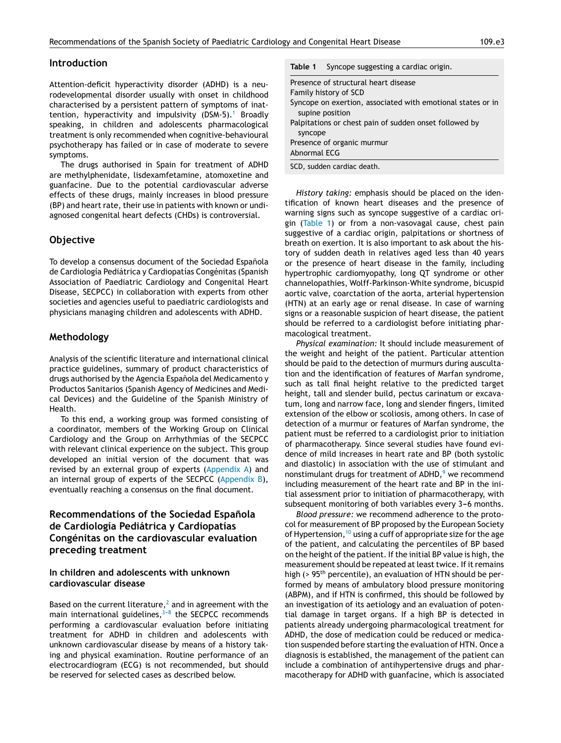## Introduction

Attention-deficit hyperactivity disorder (ADHD) is a neurodevelopmental disorder usually with onset in childhood characterised by a persistent pattern of symptoms of inattention, hyperactivity and impulsivity (DSM-5).[1] Broadly speaking, in children and adolescents pharmacological treatment is only recommended when cognitive-behavioural psychotherapy has failed or in case of moderate to severe symptoms.

The drugs authorised in Spain for treatment of ADHD are methylphenidate, lisdexamfetamine, atomoxetine and guanfacine. Due to the potential cardiovascular adverse effects of these drugs, mainly increases in blood pressure (BP) and heart rate, their use in patients with known or undiagnosed congenital heart defects (CHDs) is controversial.

## Objective

To develop a consensus document of the Sociedad Española de Cardiología Pediátrica y Cardiopatías Congénitas (Spanish Association of Paediatric Cardiology and Congenital Heart Disease, SECPCC) in collaboration with experts from other societies and agencies useful to paediatric cardiologists and physicians managing children and adolescents with ADHD.

## Methodology

Analysis of the scientific literature and international clinical practice guidelines, summary of product characteristics of drugs authorised by the Agencia Española del Medicamento y Productos Sanitarios (Spanish Agency of Medicines and Medical Devices) and the Guideline of the Spanish Ministry of Health.

To this end, a working group was formed consisting of a coordinator, members of the Working Group on Clinical Cardiology and the Group on Arrhythmias of the SECPCC with relevant clinical experience on the subject. This group developed an initial version of the document that was revised by an external group of experts (Appendix A) and an internal group of experts of the SECPCC (Appendix B), eventually reaching a consensus on the final document.

## Recommendations of the Sociedad Española de Cardiología Pediátrica y Cardiopatías Congénitas on the cardiovascular evaluation preceding treatment

### In children and adolescents with unknown cardiovascular disease

Based on the current literature,[2] and in agreement with the main international guidelines,[3–8] the SECPCC recommends performing a cardiovascular evaluation before initiating treatment for ADHD in children and adolescents with unknown cardiovascular disease by means of a history taking and physical examination. Routine performance of an electrocardiogram (ECG) is not recommended, but should be reserved for selected cases as described below.

**Table 1** Syncope suggesting a cardiac origin.

| |
|---|
| Presence of structural heart disease |
| Family history of SCD |
| Syncope on exertion, associated with emotional states or in supine position |
| Palpitations or chest pain of sudden onset followed by syncope |
| Presence of organic murmur |
| Abnormal ECG |

SCD, sudden cardiac death.

*History taking:* emphasis should be placed on the identification of known heart diseases and the presence of warning signs such as syncope suggestive of a cardiac origin (Table 1) or from a non-vasovagal cause, chest pain suggestive of a cardiac origin, palpitations or shortness of breath on exertion. It is also important to ask about the history of sudden death in relatives aged less than 40 years or the presence of heart disease in the family, including hypertrophic cardiomyopathy, long QT syndrome or other channelopathies, Wolff-Parkinson-White syndrome, bicuspid aortic valve, coarctation of the aorta, arterial hypertension (HTN) at an early age or renal disease. In case of warning signs or a reasonable suspicion of heart disease, the patient should be referred to a cardiologist before initiating pharmacological treatment.

*Physical examination:* It should include measurement of the weight and height of the patient. Particular attention should be paid to the detection of murmurs during auscultation and the identification of features of Marfan syndrome, such as tall final height relative to the predicted target height, tall and slender build, pectus carinatum or excavatum, long and narrow face, long and slender fingers, limited extension of the elbow or scoliosis, among others. In case of detection of a murmur or features of Marfan syndrome, the patient must be referred to a cardiologist prior to initiation of pharmacotherapy. Since several studies have found evidence of mild increases in heart rate and BP (both systolic and diastolic) in association with the use of stimulant and nonstimulant drugs for treatment of ADHD,[9] we recommend including measurement of the heart rate and BP in the initial assessment prior to initiation of pharmacotherapy, with subsequent monitoring of both variables every 3–6 months.

*Blood pressure:* we recommend adherence to the protocol for measurement of BP proposed by the European Society of Hypertension,[10] using a cuff of appropriate size for the age of the patient, and calculating the percentiles of BP based on the height of the patient. If the initial BP value is high, the measurement should be repeated at least twice. If it remains high (> 95th percentile), an evaluation of HTN should be performed by means of ambulatory blood pressure monitoring (ABPM), and if HTN is confirmed, this should be followed by an investigation of its aetiology and an evaluation of potential damage in target organs. If a high BP is detected in patients already undergoing pharmacological treatment for ADHD, the dose of medication could be reduced or medication suspended before starting the evaluation of HTN. Once a diagnosis is established, the management of the patient can include a combination of antihypertensive drugs and pharmacotherapy for ADHD with guanfacine, which is associated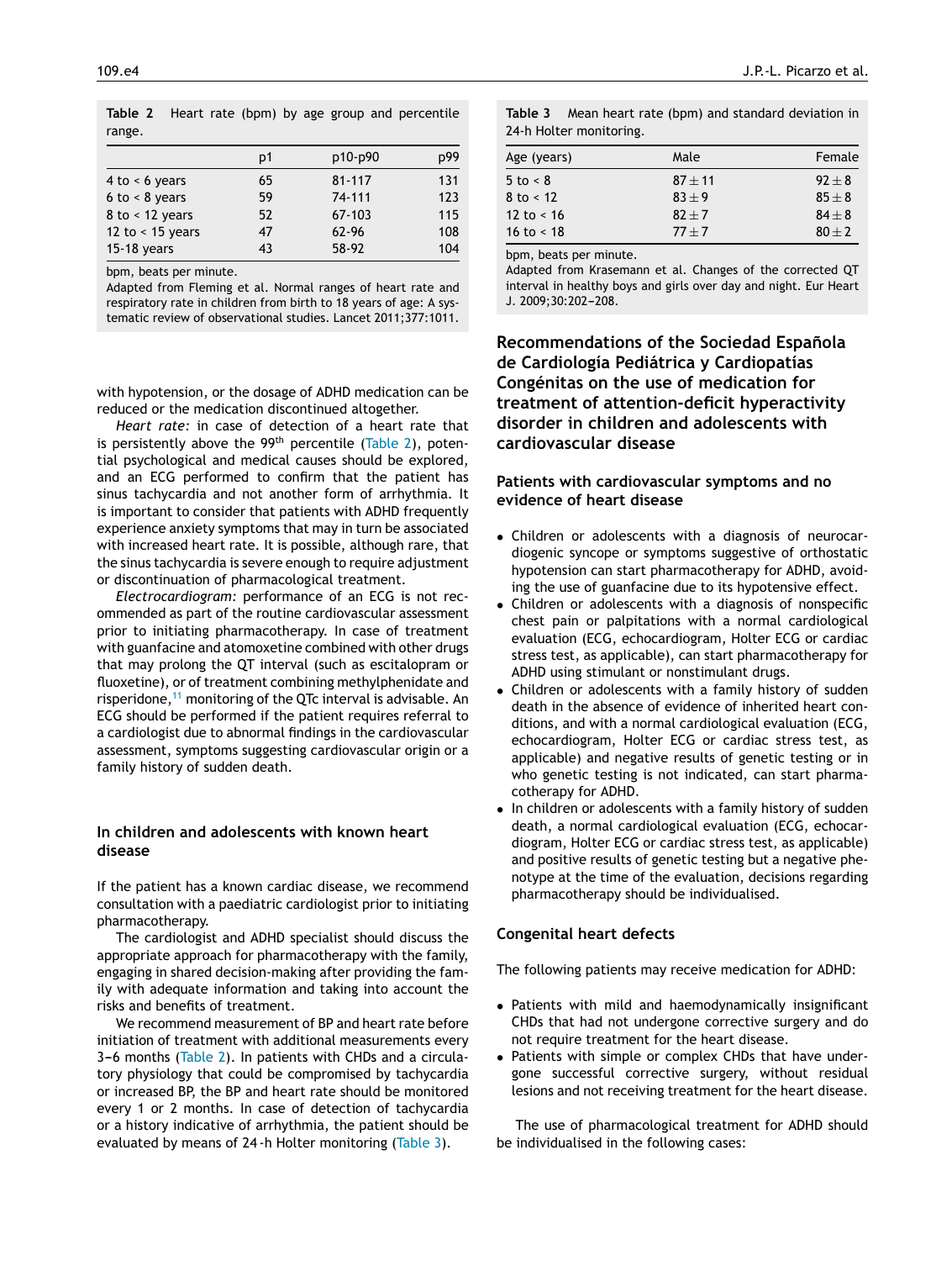Table 2 Heart rate (bpm) by age group and percentile range.

| | p1 | p10-p90 | p99 |
|---|---|---|---|
| 4 to < 6 years | 65 | 81-117 | 131 |
| 6 to < 8 years | 59 | 74-111 | 123 |
| 8 to < 12 years | 52 | 67-103 | 115 |
| 12 to < 15 years | 47 | 62-96 | 108 |
| 15-18 years | 43 | 58-92 | 104 |

bpm, beats per minute.
Adapted from Fleming et al. Normal ranges of heart rate and respiratory rate in children from birth to 18 years of age: A systematic review of observational studies. Lancet 2011;377:1011.

with hypotension, or the dosage of ADHD medication can be reduced or the medication discontinued altogether.

*Heart rate:* in case of detection of a heart rate that is persistently above the 99th percentile (Table 2), potential psychological and medical causes should be explored, and an ECG performed to confirm that the patient has sinus tachycardia and not another form of arrhythmia. It is important to consider that patients with ADHD frequently experience anxiety symptoms that may in turn be associated with increased heart rate. It is possible, although rare, that the sinus tachycardia is severe enough to require adjustment or discontinuation of pharmacological treatment.

*Electrocardiogram:* performance of an ECG is not recommended as part of the routine cardiovascular assessment prior to initiating pharmacotherapy. In case of treatment with guanfacine and atomoxetine combined with other drugs that may prolong the QT interval (such as escitalopram or fluoxetine), or of treatment combining methylphenidate and risperidone,[11] monitoring of the QTc interval is advisable. An ECG should be performed if the patient requires referral to a cardiologist due to abnormal findings in the cardiovascular assessment, symptoms suggesting cardiovascular origin or a family history of sudden death.

### In children and adolescents with known heart disease

If the patient has a known cardiac disease, we recommend consultation with a paediatric cardiologist prior to initiating pharmacotherapy.

The cardiologist and ADHD specialist should discuss the appropriate approach for pharmacotherapy with the family, engaging in shared decision-making after providing the family with adequate information and taking into account the risks and benefits of treatment.

We recommend measurement of BP and heart rate before initiation of treatment with additional measurements every 3–6 months (Table 2). In patients with CHDs and a circulatory physiology that could be compromised by tachycardia or increased BP, the BP and heart rate should be monitored every 1 or 2 months. In case of detection of tachycardia or a history indicative of arrhythmia, the patient should be evaluated by means of 24-h Holter monitoring (Table 3).

Table 3 Mean heart rate (bpm) and standard deviation in 24-h Holter monitoring.

| Age (years) | Male | Female |
|---|---|---|
| 5 to < 8 | 87 ± 11 | 92 ± 8 |
| 8 to < 12 | 83 ± 9 | 85 ± 8 |
| 12 to < 16 | 82 ± 7 | 84 ± 8 |
| 16 to < 18 | 77 ± 7 | 80 ± 2 |

bpm, beats per minute.
Adapted from Krasemann et al. Changes of the corrected QT interval in healthy boys and girls over day and night. Eur Heart J. 2009;30:202–208.

## Recommendations of the Sociedad Española de Cardiología Pediátrica y Cardiopatías Congénitas on the use of medication for treatment of attention-deficit hyperactivity disorder in children and adolescents with cardiovascular disease

### Patients with cardiovascular symptoms and no evidence of heart disease

- Children or adolescents with a diagnosis of neurocardiogenic syncope or symptoms suggestive of orthostatic hypotension can start pharmacotherapy for ADHD, avoiding the use of guanfacine due to its hypotensive effect.
- Children or adolescents with a diagnosis of nonspecific chest pain or palpitations with a normal cardiological evaluation (ECG, echocardiogram, Holter ECG or cardiac stress test, as applicable), can start pharmacotherapy for ADHD using stimulant or nonstimulant drugs.
- Children or adolescents with a family history of sudden death in the absence of evidence of inherited heart conditions, and with a normal cardiological evaluation (ECG, echocardiogram, Holter ECG or cardiac stress test, as applicable) and negative results of genetic testing or in who genetic testing is not indicated, can start pharmacotherapy for ADHD.
- In children or adolescents with a family history of sudden death, a normal cardiological evaluation (ECG, echocardiogram, Holter ECG or cardiac stress test, as applicable) and positive results of genetic testing but a negative phenotype at the time of the evaluation, decisions regarding pharmacotherapy should be individualised.

### Congenital heart defects

The following patients may receive medication for ADHD:

- Patients with mild and haemodynamically insignificant CHDs that had not undergone corrective surgery and do not require treatment for the heart disease.
- Patients with simple or complex CHDs that have undergone successful corrective surgery, without residual lesions and not receiving treatment for the heart disease.

The use of pharmacological treatment for ADHD should be individualised in the following cases: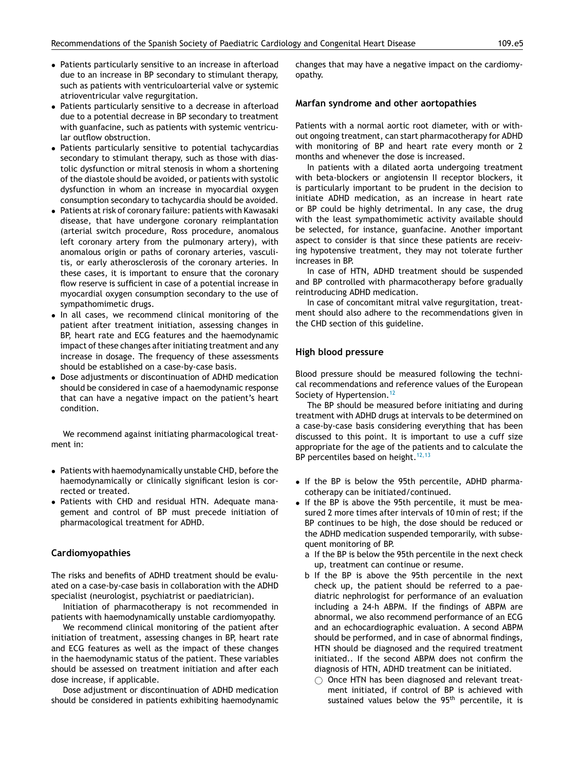- Patients particularly sensitive to an increase in afterload due to an increase in BP secondary to stimulant therapy, such as patients with ventriculoarterial valve or systemic atrioventricular valve regurgitation.
- Patients particularly sensitive to a decrease in afterload due to a potential decrease in BP secondary to treatment with guanfacine, such as patients with systemic ventricular outflow obstruction.
- Patients particularly sensitive to potential tachycardias secondary to stimulant therapy, such as those with diastolic dysfunction or mitral stenosis in whom a shortening of the diastole should be avoided, or patients with systolic dysfunction in whom an increase in myocardial oxygen consumption secondary to tachycardia should be avoided.
- Patients at risk of coronary failure: patients with Kawasaki disease, that have undergone coronary reimplantation (arterial switch procedure, Ross procedure, anomalous left coronary artery from the pulmonary artery), with anomalous origin or paths of coronary arteries, vasculitis, or early atherosclerosis of the coronary arteries. In these cases, it is important to ensure that the coronary flow reserve is sufficient in case of a potential increase in myocardial oxygen consumption secondary to the use of sympathomimetic drugs.
- In all cases, we recommend clinical monitoring of the patient after treatment initiation, assessing changes in BP, heart rate and ECG features and the haemodynamic impact of these changes after initiating treatment and any increase in dosage. The frequency of these assessments should be established on a case-by-case basis.
- Dose adjustments or discontinuation of ADHD medication should be considered in case of a haemodynamic response that can have a negative impact on the patient's heart condition.

We recommend against initiating pharmacological treatment in:

- Patients with haemodynamically unstable CHD, before the haemodynamically or clinically significant lesion is corrected or treated.
- Patients with CHD and residual HTN. Adequate management and control of BP must precede initiation of pharmacological treatment for ADHD.

## Cardiomyopathies

The risks and benefits of ADHD treatment should be evaluated on a case-by-case basis in collaboration with the ADHD specialist (neurologist, psychiatrist or paediatrician).

Initiation of pharmacotherapy is not recommended in patients with haemodynamically unstable cardiomyopathy.

We recommend clinical monitoring of the patient after initiation of treatment, assessing changes in BP, heart rate and ECG features as well as the impact of these changes in the haemodynamic status of the patient. These variables should be assessed on treatment initiation and after each dose increase, if applicable.

Dose adjustment or discontinuation of ADHD medication should be considered in patients exhibiting haemodynamic changes that may have a negative impact on the cardiomyopathy.

## Marfan syndrome and other aortopathies

Patients with a normal aortic root diameter, with or without ongoing treatment, can start pharmacotherapy for ADHD with monitoring of BP and heart rate every month or 2 months and whenever the dose is increased.

In patients with a dilated aorta undergoing treatment with beta-blockers or angiotensin II receptor blockers, it is particularly important to be prudent in the decision to initiate ADHD medication, as an increase in heart rate or BP could be highly detrimental. In any case, the drug with the least sympathomimetic activity available should be selected, for instance, guanfacine. Another important aspect to consider is that since these patients are receiving hypotensive treatment, they may not tolerate further increases in BP.

In case of HTN, ADHD treatment should be suspended and BP controlled with pharmacotherapy before gradually reintroducing ADHD medication.

In case of concomitant mitral valve regurgitation, treatment should also adhere to the recommendations given in the CHD section of this guideline.

## High blood pressure

Blood pressure should be measured following the technical recommendations and reference values of the European Society of Hypertension.[12]

The BP should be measured before initiating and during treatment with ADHD drugs at intervals to be determined on a case-by-case basis considering everything that has been discussed to this point. It is important to use a cuff size appropriate for the age of the patients and to calculate the BP percentiles based on height.[12,13]

- If the BP is below the 95th percentile, ADHD pharmacotherapy can be initiated/continued.
- If the BP is above the 95th percentile, it must be measured 2 more times after intervals of 10 min of rest; if the BP continues to be high, the dose should be reduced or the ADHD medication suspended temporarily, with subsequent monitoring of BP.
  a. If the BP is below the 95th percentile in the next check up, treatment can continue or resume.
  b. If the BP is above the 95th percentile in the next check up, the patient should be referred to a paediatric nephrologist for performance of an evaluation including a 24-h ABPM. If the findings of ABPM are abnormal, we also recommend performance of an ECG and an echocardiographic evaluation. A second ABPM should be performed, and in case of abnormal findings, HTN should be diagnosed and the required treatment initiated.. If the second ABPM does not confirm the diagnosis of HTN, ADHD treatment can be initiated.
     - Once HTN has been diagnosed and relevant treatment initiated, if control of BP is achieved with sustained values below the 95th percentile, it is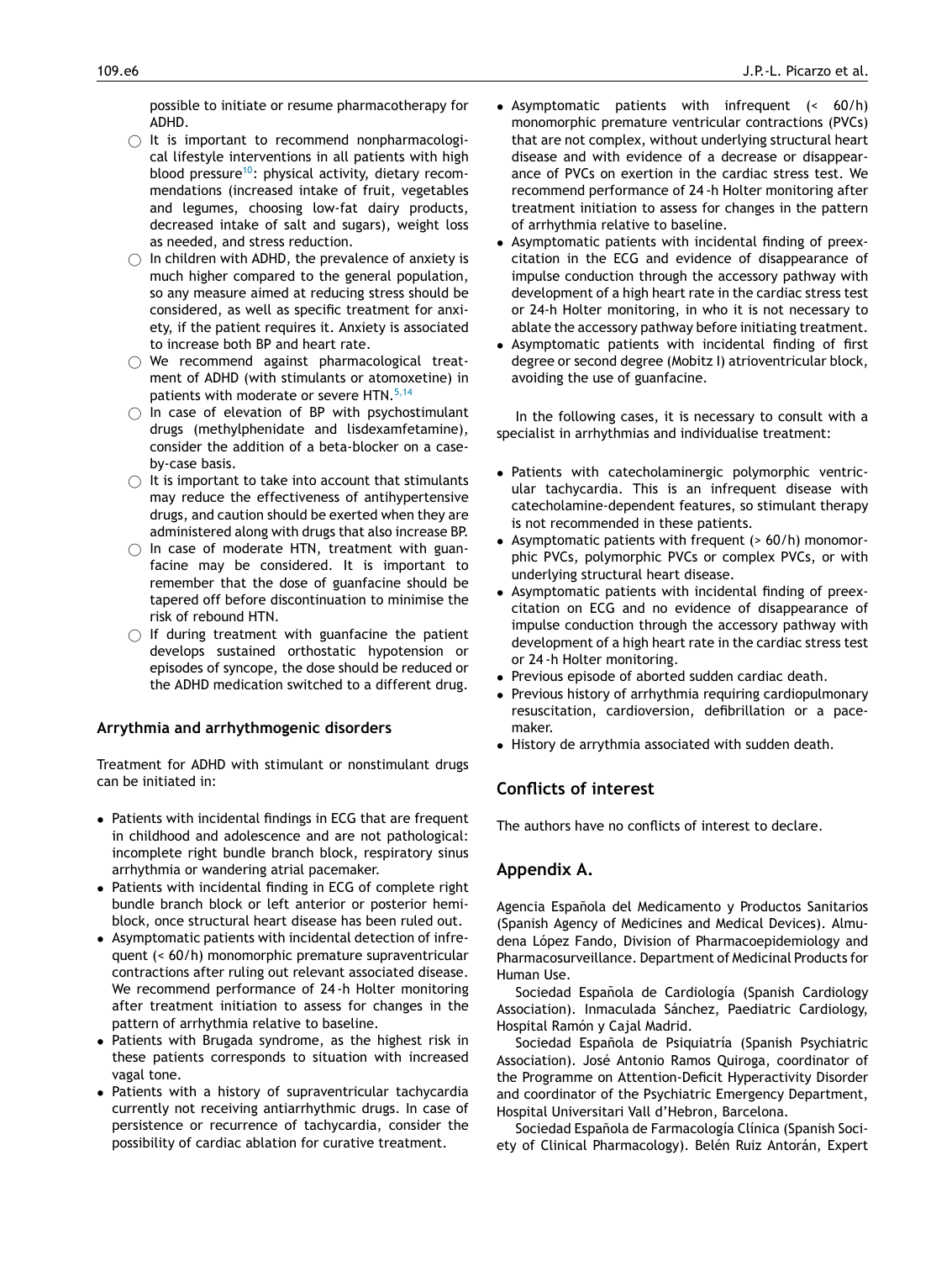possible to initiate or resume pharmacotherapy for ADHD.

- It is important to recommend nonpharmacological lifestyle interventions in all patients with high blood pressure[10]: physical activity, dietary recommendations (increased intake of fruit, vegetables and legumes, choosing low-fat dairy products, decreased intake of salt and sugars), weight loss as needed, and stress reduction.
- In children with ADHD, the prevalence of anxiety is much higher compared to the general population, so any measure aimed at reducing stress should be considered, as well as specific treatment for anxiety, if the patient requires it. Anxiety is associated to increase both BP and heart rate.
- We recommend against pharmacological treatment of ADHD (with stimulants or atomoxetine) in patients with moderate or severe HTN.[5,14]
- In case of elevation of BP with psychostimulant drugs (methylphenidate and lisdexamfetamine), consider the addition of a beta-blocker on a case-by-case basis.
- It is important to take into account that stimulants may reduce the effectiveness of antihypertensive drugs, and caution should be exerted when they are administered along with drugs that also increase BP.
- In case of moderate HTN, treatment with guanfacine may be considered. It is important to remember that the dose of guanfacine should be tapered off before discontinuation to minimise the risk of rebound HTN.
- If during treatment with guanfacine the patient develops sustained orthostatic hypotension or episodes of syncope, the dose should be reduced or the ADHD medication switched to a different drug.

### Arrythmia and arrhythmogenic disorders

Treatment for ADHD with stimulant or nonstimulant drugs can be initiated in:

- Patients with incidental findings in ECG that are frequent in childhood and adolescence and are not pathological: incomplete right bundle branch block, respiratory sinus arrhythmia or wandering atrial pacemaker.
- Patients with incidental finding in ECG of complete right bundle branch block or left anterior or posterior hemiblock, once structural heart disease has been ruled out.
- Asymptomatic patients with incidental detection of infrequent (< 60/h) monomorphic premature supraventricular contractions after ruling out relevant associated disease. We recommend performance of 24-h Holter monitoring after treatment initiation to assess for changes in the pattern of arrhythmia relative to baseline.
- Patients with Brugada syndrome, as the highest risk in these patients corresponds to situation with increased vagal tone.
- Patients with a history of supraventricular tachycardia currently not receiving antiarrhythmic drugs. In case of persistence or recurrence of tachycardia, consider the possibility of cardiac ablation for curative treatment.
- Asymptomatic patients with infrequent (< 60/h) monomorphic premature ventricular contractions (PVCs) that are not complex, without underlying structural heart disease and with evidence of a decrease or disappearance of PVCs on exertion in the cardiac stress test. We recommend performance of 24-h Holter monitoring after treatment initiation to assess for changes in the pattern of arrhythmia relative to baseline.
- Asymptomatic patients with incidental finding of preexcitation in the ECG and evidence of disappearance of impulse conduction through the accessory pathway with development of a high heart rate in the cardiac stress test or 24-h Holter monitoring, in who it is not necessary to ablate the accessory pathway before initiating treatment.
- Asymptomatic patients with incidental finding of first degree or second degree (Mobitz I) atrioventricular block, avoiding the use of guanfacine.

In the following cases, it is necessary to consult with a specialist in arrhythmias and individualise treatment:

- Patients with catecholaminergic polymorphic ventricular tachycardia. This is an infrequent disease with catecholamine-dependent features, so stimulant therapy is not recommended in these patients.
- Asymptomatic patients with frequent (> 60/h) monomorphic PVCs, polymorphic PVCs or complex PVCs, or with underlying structural heart disease.
- Asymptomatic patients with incidental finding of preexcitation on ECG and no evidence of disappearance of impulse conduction through the accessory pathway with development of a high heart rate in the cardiac stress test or 24-h Holter monitoring.
- Previous episode of aborted sudden cardiac death.
- Previous history of arrhythmia requiring cardiopulmonary resuscitation, cardioversion, defibrillation or a pacemaker.
- History de arrythmia associated with sudden death.

## Conflicts of interest

The authors have no conflicts of interest to declare.

## Appendix A.

Agencia Española del Medicamento y Productos Sanitarios (Spanish Agency of Medicines and Medical Devices). Almudena López Fando, Division of Pharmacoepidemiology and Pharmacosurveillance. Department of Medicinal Products for Human Use.

Sociedad Española de Cardiología (Spanish Cardiology Association). Inmaculada Sánchez, Paediatric Cardiology, Hospital Ramón y Cajal Madrid.

Sociedad Española de Psiquiatría (Spanish Psychiatric Association). José Antonio Ramos Quiroga, coordinator of the Programme on Attention-Deficit Hyperactivity Disorder and coordinator of the Psychiatric Emergency Department, Hospital Universitari Vall d'Hebron, Barcelona.

Sociedad Española de Farmacología Clínica (Spanish Society of Clinical Pharmacology). Belén Ruiz Antorán, Expert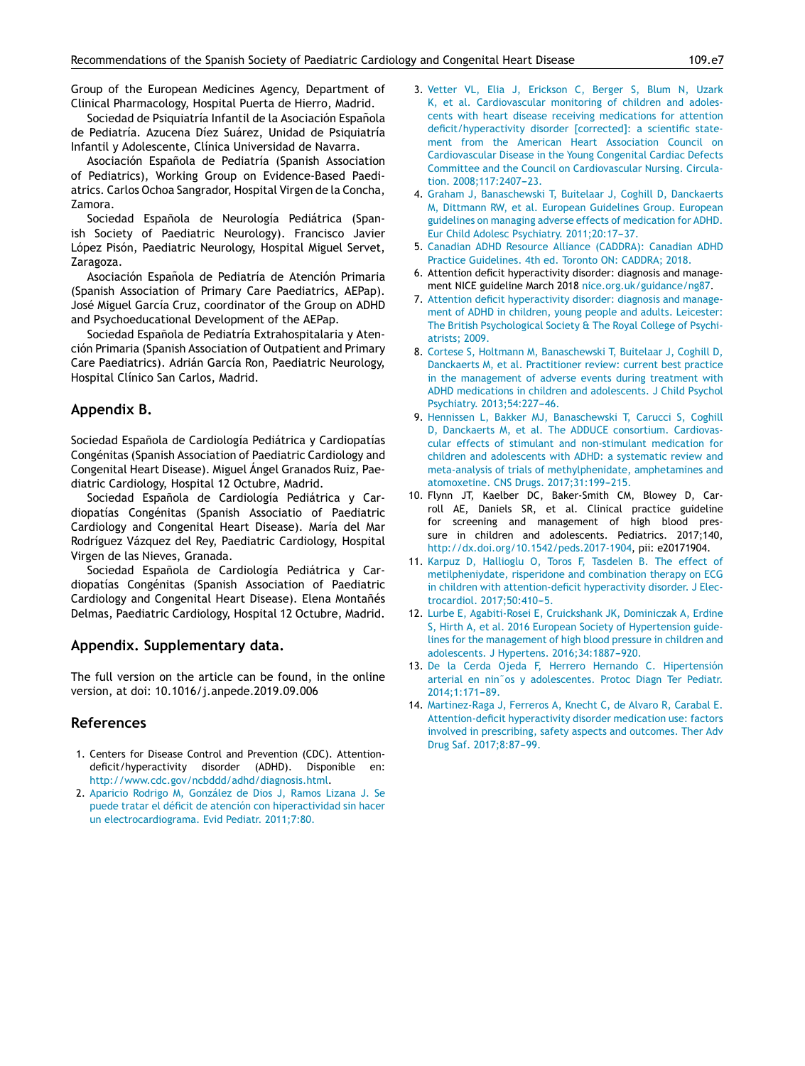Group of the European Medicines Agency, Department of Clinical Pharmacology, Hospital Puerta de Hierro, Madrid.

Sociedad de Psiquiatría Infantil de la Asociación Española de Pediatría. Azucena Díez Suárez, Unidad de Psiquiatría Infantil y Adolescente, Clínica Universidad de Navarra.

Asociación Española de Pediatría (Spanish Association of Pediatrics), Working Group on Evidence-Based Paediatrics. Carlos Ochoa Sangrador, Hospital Virgen de la Concha, Zamora.

Sociedad Española de Neurología Pediátrica (Spanish Society of Paediatric Neurology). Francisco Javier López Pisón, Paediatric Neurology, Hospital Miguel Servet, Zaragoza.

Asociación Española de Pediatría de Atención Primaria (Spanish Association of Primary Care Paediatrics, AEPap). José Miguel García Cruz, coordinator of the Group on ADHD and Psychoeducational Development of the AEPap.

Sociedad Española de Pediatría Extrahospitalaria y Atención Primaria (Spanish Association of Outpatient and Primary Care Paediatrics). Adrián García Ron, Paediatric Neurology, Hospital Clínico San Carlos, Madrid.

## Appendix B.

Sociedad Española de Cardiología Pediátrica y Cardiopatías Congénitas (Spanish Association of Paediatric Cardiology and Congenital Heart Disease). Miguel Ángel Granados Ruiz, Paediatric Cardiology, Hospital 12 Octubre, Madrid.

Sociedad Española de Cardiología Pediátrica y Cardiopatías Congénitas (Spanish Associatio of Paediatric Cardiology and Congenital Heart Disease). María del Mar Rodríguez Vázquez del Rey, Paediatric Cardiology, Hospital Virgen de las Nieves, Granada.

Sociedad Española de Cardiología Pediátrica y Cardiopatías Congénitas (Spanish Association of Paediatric Cardiology and Congenital Heart Disease). Elena Montañés Delmas, Paediatric Cardiology, Hospital 12 Octubre, Madrid.

## Appendix. Supplementary data.

The full version on the article can be found, in the online version, at doi: 10.1016/j.anpede.2019.09.006

## References

1. Centers for Disease Control and Prevention (CDC). Attention-deficit/hyperactivity disorder (ADHD). Disponible en: http://www.cdc.gov/ncbddd/adhd/diagnosis.html.
2. Aparicio Rodrigo M, González de Dios J, Ramos Lizana J. Se puede tratar el déficit de atención con hiperactividad sin hacer un electrocardiograma. Evid Pediatr. 2011;7:80.
3. Vetter VL, Elia J, Erickson C, Berger S, Blum N, Uzark K, et al. Cardiovascular monitoring of children and adolescents with heart disease receiving medications for attention deficit/hyperactivity disorder [corrected]: a scientific statement from the American Heart Association Council on Cardiovascular Disease in the Young Congenital Cardiac Defects Committee and the Council on Cardiovascular Nursing. Circulation. 2008;117:2407–23.
4. Graham J, Banaschewski T, Buitelaar J, Coghill D, Danckaerts M, Dittmann RW, et al. European Guidelines Group. European guidelines on managing adverse effects of medication for ADHD. Eur Child Adolesc Psychiatry. 2011;20:17–37.
5. Canadian ADHD Resource Alliance (CADDRA): Canadian ADHD Practice Guidelines. 4th ed. Toronto ON: CADDRA; 2018.
6. Attention deficit hyperactivity disorder: diagnosis and management NICE guideline March 2018 nice.org.uk/guidance/ng87.
7. Attention deficit hyperactivity disorder: diagnosis and management of ADHD in children, young people and adults. Leicester: The British Psychological Society & The Royal College of Psychiatrists; 2009.
8. Cortese S, Holtmann M, Banaschewski T, Buitelaar J, Coghill D, Danckaerts M, et al. Practitioner review: current best practice in the management of adverse events during treatment with ADHD medications in children and adolescents. J Child Psychol Psychiatry. 2013;54:227–46.
9. Hennissen L, Bakker MJ, Banaschewski T, Carucci S, Coghill D, Danckaerts M, et al. The ADDUCE consortium. Cardiovascular effects of stimulant and non-stimulant medication for children and adolescents with ADHD: a systematic review and meta-analysis of trials of methylphenidate, amphetamines and atomoxetine. CNS Drugs. 2017;31:199–215.
10. Flynn JT, Kaelber DC, Baker-Smith CM, Blowey D, Carroll AE, Daniels SR, et al. Clinical practice guideline for screening and management of high blood pressure in children and adolescents. Pediatrics. 2017;140, http://dx.doi.org/10.1542/peds.2017-1904, pii: e20171904.
11. Karpuz D, Hallioglu O, Toros F, Tasdelen B. The effect of metilpheniydate, risperidone and combination therapy on ECG in children with attention-deficit hyperactivity disorder. J Electrocardiol. 2017;50:410–5.
12. Lurbe E, Agabiti-Rosei E, Cruickshank JK, Dominiczak A, Erdine S, Hirth A, et al. 2016 European Society of Hypertension guidelines for the management of high blood pressure in children and adolescents. J Hypertens. 2016;34:1887–920.
13. De la Cerda Ojeda F, Herrero Hernando C. Hipertensión arterial en niños y adolescentes. Protoc Diagn Ter Pediatr. 2014;1:171–89.
14. Martinez-Raga J, Ferreros A, Knecht C, de Alvaro R, Carabal E. Attention-deficit hyperactivity disorder medication use: factors involved in prescribing, safety aspects and outcomes. Ther Adv Drug Saf. 2017;8:87–99.